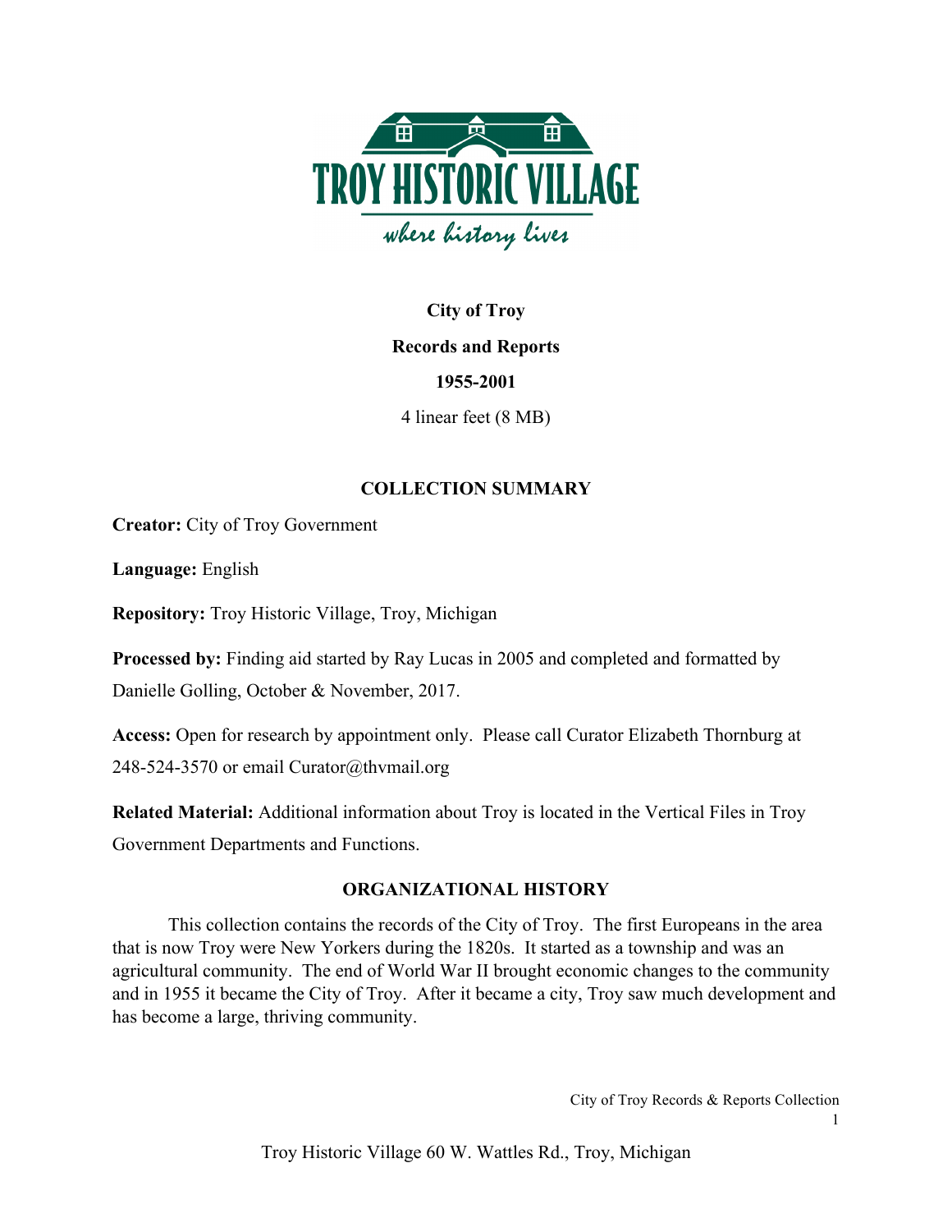TROY HISTORIC VILLAGE

*where history lives*

**City of Troy**

**Records and Reports**

**1955-2001**

4 linear feet (8 MB)

## COLLECTION SUMMARY

**Creator:** City of Troy Government

**Language:** English

**Repository:** Troy Historic Village, Troy, Michigan

**Processed by:** Finding aid started by Ray Lucas in 2005 and completed and formatted by Danielle Golling, October & November, 2017.

**Access:** Open for research by appointment only. Please call Curator Elizabeth Thornburg at 248-524-3570 or email Curator@thvmail.org

**Related Material:** Additional information about Troy is located in the Vertical Files in Troy Government Departments and Functions.

## ORGANIZATIONAL HISTORY

This collection contains the records of the City of Troy. The first Europeans in the area that is now Troy were New Yorkers during the 1820s. It started as a township and was an agricultural community. The end of World War II brought economic changes to the community and in 1955 it became the City of Troy. After it became a city, Troy saw much development and has become a large, thriving community.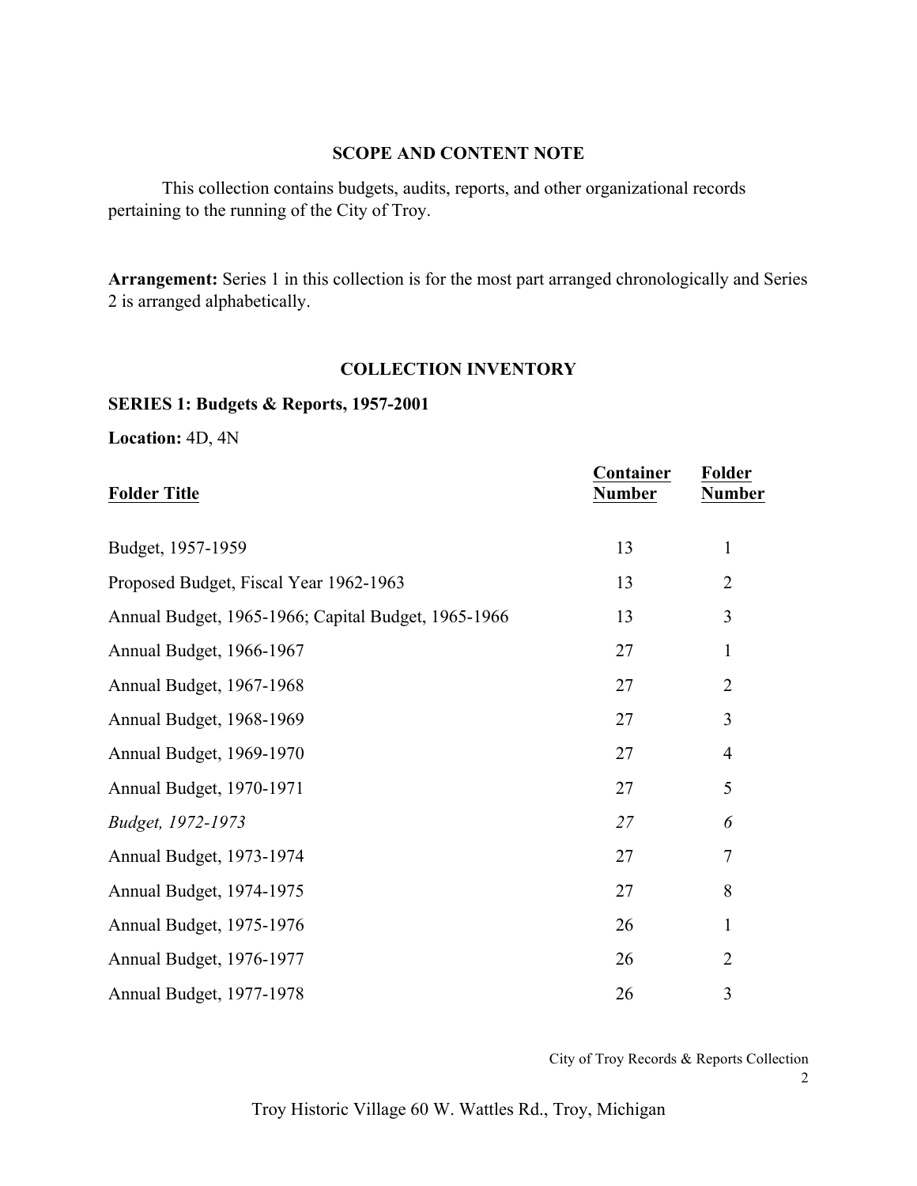## SCOPE AND CONTENT NOTE

This collection contains budgets, audits, reports, and other organizational records pertaining to the running of the City of Troy.

**Arrangement:** Series 1 in this collection is for the most part arranged chronologically and Series 2 is arranged alphabetically.

## COLLECTION INVENTORY

### SERIES 1: Budgets & Reports, 1957-2001

**Location:** 4D, 4N

| Folder Title | Container Number | Folder Number |
|---|---|---|
| Budget, 1957-1959 | 13 | 1 |
| Proposed Budget, Fiscal Year 1962-1963 | 13 | 2 |
| Annual Budget, 1965-1966; Capital Budget, 1965-1966 | 13 | 3 |
| Annual Budget, 1966-1967 | 27 | 1 |
| Annual Budget, 1967-1968 | 27 | 2 |
| Annual Budget, 1968-1969 | 27 | 3 |
| Annual Budget, 1969-1970 | 27 | 4 |
| Annual Budget, 1970-1971 | 27 | 5 |
| *Budget, 1972-1973* | *27* | *6* |
| Annual Budget, 1973-1974 | 27 | 7 |
| Annual Budget, 1974-1975 | 27 | 8 |
| Annual Budget, 1975-1976 | 26 | 1 |
| Annual Budget, 1976-1977 | 26 | 2 |
| Annual Budget, 1977-1978 | 26 | 3 |

City of Troy Records & Reports Collection

Troy Historic Village 60 W. Wattles Rd., Troy, Michigan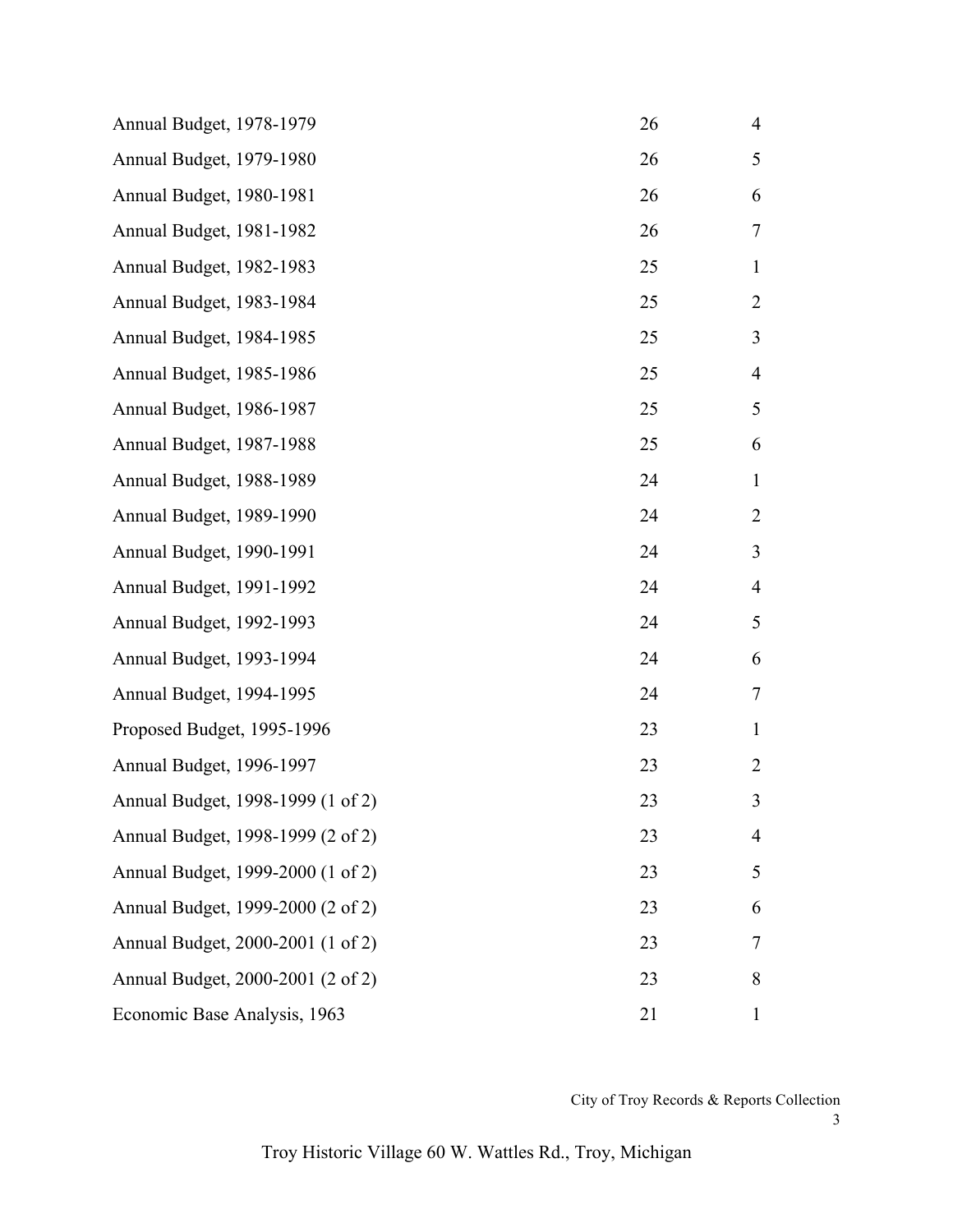| | | |
|---|---|---|
| Annual Budget, 1978-1979 | 26 | 4 |
| Annual Budget, 1979-1980 | 26 | 5 |
| Annual Budget, 1980-1981 | 26 | 6 |
| Annual Budget, 1981-1982 | 26 | 7 |
| Annual Budget, 1982-1983 | 25 | 1 |
| Annual Budget, 1983-1984 | 25 | 2 |
| Annual Budget, 1984-1985 | 25 | 3 |
| Annual Budget, 1985-1986 | 25 | 4 |
| Annual Budget, 1986-1987 | 25 | 5 |
| Annual Budget, 1987-1988 | 25 | 6 |
| Annual Budget, 1988-1989 | 24 | 1 |
| Annual Budget, 1989-1990 | 24 | 2 |
| Annual Budget, 1990-1991 | 24 | 3 |
| Annual Budget, 1991-1992 | 24 | 4 |
| Annual Budget, 1992-1993 | 24 | 5 |
| Annual Budget, 1993-1994 | 24 | 6 |
| Annual Budget, 1994-1995 | 24 | 7 |
| Proposed Budget, 1995-1996 | 23 | 1 |
| Annual Budget, 1996-1997 | 23 | 2 |
| Annual Budget, 1998-1999 (1 of 2) | 23 | 3 |
| Annual Budget, 1998-1999 (2 of 2) | 23 | 4 |
| Annual Budget, 1999-2000 (1 of 2) | 23 | 5 |
| Annual Budget, 1999-2000 (2 of 2) | 23 | 6 |
| Annual Budget, 2000-2001 (1 of 2) | 23 | 7 |
| Annual Budget, 2000-2001 (2 of 2) | 23 | 8 |
| Economic Base Analysis, 1963 | 21 | 1 |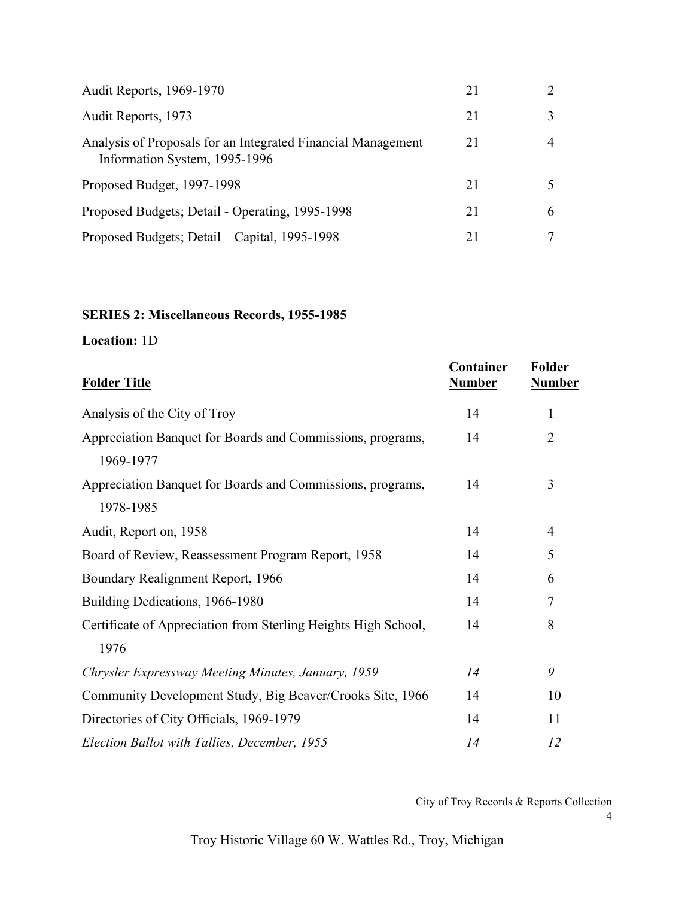| | | |
|---|---|---|
| Audit Reports, 1969-1970 | 21 | 2 |
| Audit Reports, 1973 | 21 | 3 |
| Analysis of Proposals for an Integrated Financial Management Information System, 1995-1996 | 21 | 4 |
| Proposed Budget, 1997-1998 | 21 | 5 |
| Proposed Budgets; Detail - Operating, 1995-1998 | 21 | 6 |
| Proposed Budgets; Detail – Capital, 1995-1998 | 21 | 7 |

**SERIES 2: Miscellaneous Records, 1955-1985**

**Location:** 1D

| **Folder Title** | **Container Number** | **Folder Number** |
|---|---|---|
| Analysis of the City of Troy | 14 | 1 |
| Appreciation Banquet for Boards and Commissions, programs, 1969-1977 | 14 | 2 |
| Appreciation Banquet for Boards and Commissions, programs, 1978-1985 | 14 | 3 |
| Audit, Report on, 1958 | 14 | 4 |
| Board of Review, Reassessment Program Report, 1958 | 14 | 5 |
| Boundary Realignment Report, 1966 | 14 | 6 |
| Building Dedications, 1966-1980 | 14 | 7 |
| Certificate of Appreciation from Sterling Heights High School, 1976 | 14 | 8 |
| *Chrysler Expressway Meeting Minutes, January, 1959* | *14* | *9* |
| Community Development Study, Big Beaver/Crooks Site, 1966 | 14 | 10 |
| Directories of City Officials, 1969-1979 | 14 | 11 |
| *Election Ballot with Tallies, December, 1955* | *14* | *12* |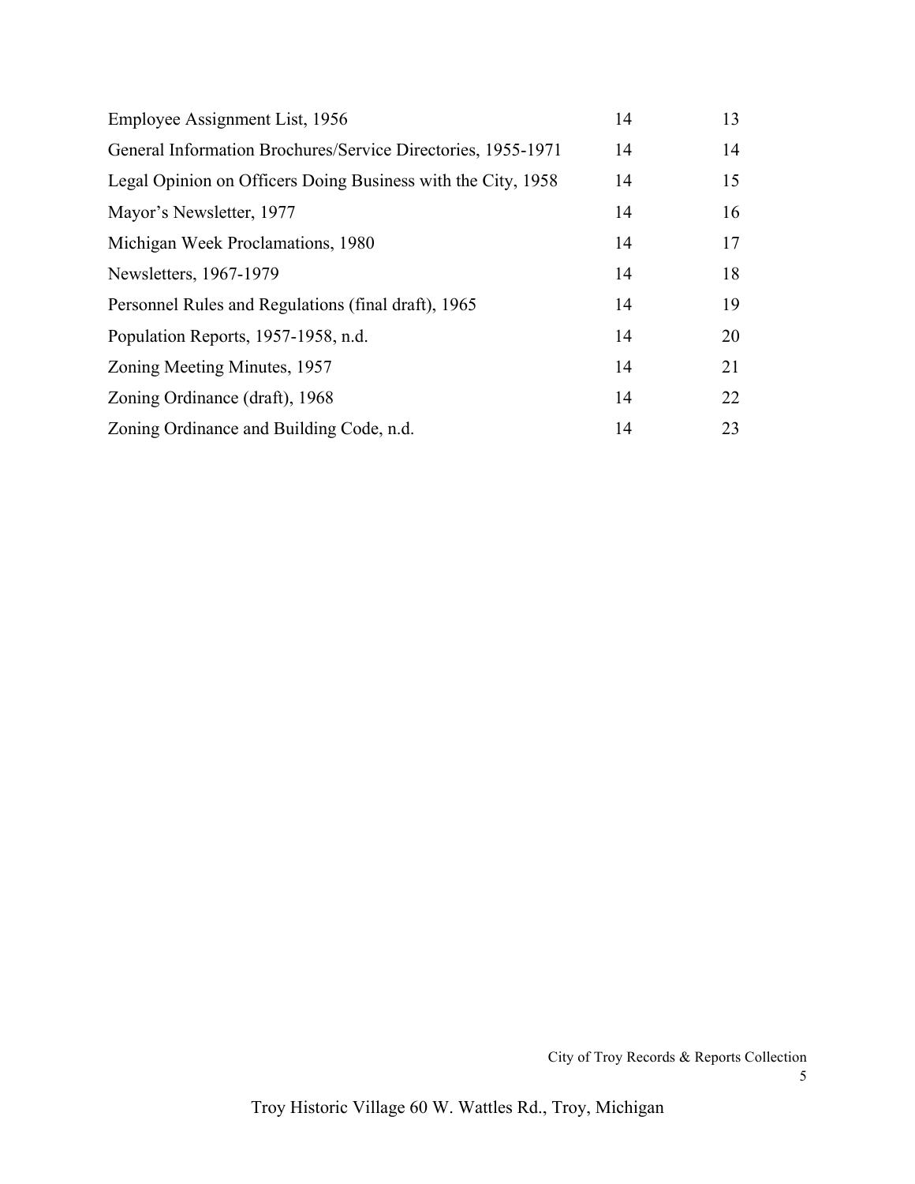| | | |
|---|---|---|
| Employee Assignment List, 1956 | 14 | 13 |
| General Information Brochures/Service Directories, 1955-1971 | 14 | 14 |
| Legal Opinion on Officers Doing Business with the City, 1958 | 14 | 15 |
| Mayor's Newsletter, 1977 | 14 | 16 |
| Michigan Week Proclamations, 1980 | 14 | 17 |
| Newsletters, 1967-1979 | 14 | 18 |
| Personnel Rules and Regulations (final draft), 1965 | 14 | 19 |
| Population Reports, 1957-1958, n.d. | 14 | 20 |
| Zoning Meeting Minutes, 1957 | 14 | 21 |
| Zoning Ordinance (draft), 1968 | 14 | 22 |
| Zoning Ordinance and Building Code, n.d. | 14 | 23 |